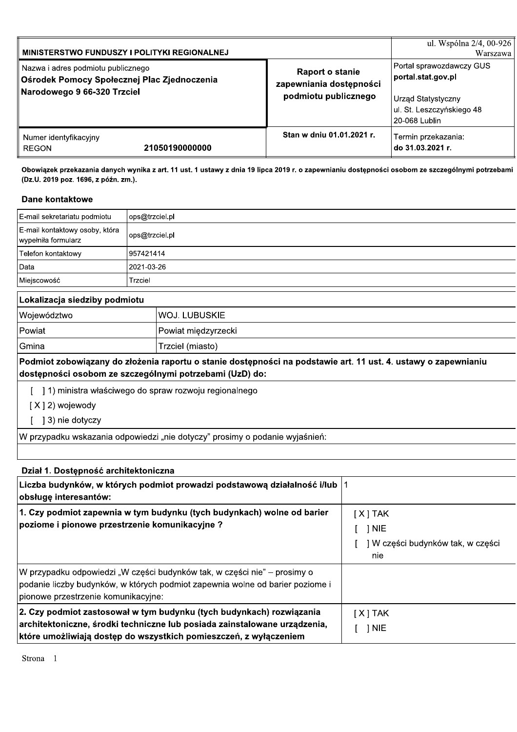| MINISTERSTWO FUNDUSZY I POLITYKI REGIONALNEJ | | ul. Wspólna 2/4, 00-926 Warszawa |
|---|---|---|
| Nazwa i adres podmiotu publicznego<br>**Ośrodek Pomocy Społecznej Plac Zjednoczenia Narodowego 9 66-320 Trzciel** | **Raport o stanie zapewniania dostępności podmiotu publicznego** | Portal sprawozdawczy GUS<br>**portal.stat.gov.pl**<br><br>Urząd Statystyczny<br>ul. St. Leszczyńskiego 48<br>20-068 Lublin |
| Numer identyfikacyjny<br>REGON **21050190000000** | **Stan w dniu 01.01.2021 r.** | Termin przekazania:<br>**do 31.03.2021 r.** |

**Obowiązek przekazania danych wynika z art. 11 ust. 1 ustawy z dnia 19 lipca 2019 r. o zapewnianiu dostępności osobom ze szczególnymi potrzebami (Dz.U. 2019 poz. 1696, z późn. zm.).**

### Dane kontaktowe

| | |
|---|---|
| E-mail sekretariatu podmiotu | ops@trzciel.pl |
| E-mail kontaktowy osoby, która wypełniła formularz | ops@trzciel.pl |
| Telefon kontaktowy | 957421414 |
| Data | 2021-03-26 |
| Miejscowość | Trzciel |

### Lokalizacja siedziby podmiotu

| | |
|---|---|
| Województwo | WOJ. LUBUSKIE |
| Powiat | Powiat międzyrzecki |
| Gmina | Trzciel (miasto) |

**Podmiot zobowiązany do złożenia raportu o stanie dostępności na podstawie art. 11 ust. 4. ustawy o zapewnianiu dostępności osobom ze szczególnymi potrzebami (UzD) do:**

[ ] 1) ministra właściwego do spraw rozwoju regionalnego

[X] 2) wojewody

[ ] 3) nie dotyczy

W przypadku wskazania odpowiedzi „nie dotyczy" prosimy o podanie wyjaśnień:

### Dział 1. Dostępność architektoniczna

| | |
|---|---|
| **Liczba budynków, w których podmiot prowadzi podstawową działalność i/lub obsługę interesantów:** | 1 |
| **1. Czy podmiot zapewnia w tym budynku (tych budynkach) wolne od barier poziome i pionowe przestrzenie komunikacyjne ?** | [X] TAK<br>[ ] NIE<br>[ ] W części budynków tak, w części nie |
| W przypadku odpowiedzi „W części budynków tak, w części nie" – prosimy o podanie liczby budynków, w których podmiot zapewnia wolne od barier poziome i pionowe przestrzenie komunikacyjne: | |
| **2. Czy podmiot zastosował w tym budynku (tych budynkach) rozwiązania architektoniczne, środki techniczne lub posiada zainstalowane urządzenia, które umożliwiają dostęp do wszystkich pomieszczeń, z wyłączeniem** | [X] TAK<br>[ ] NIE |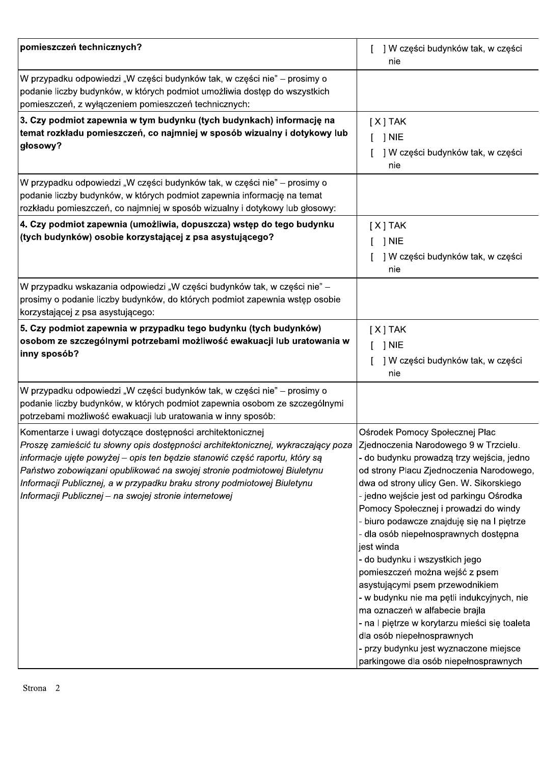| | |
|---|---|
| **pomieszczeń technicznych?** | [ ] W części budynków tak, w części nie |
| W przypadku odpowiedzi „W części budynków tak, w części nie" – prosimy o podanie liczby budynków, w których podmiot umożliwia dostęp do wszystkich pomieszczeń, z wyłączeniem pomieszczeń technicznych: | |
| **3. Czy podmiot zapewnia w tym budynku (tych budynkach) informację na temat rozkładu pomieszczeń, co najmniej w sposób wizualny i dotykowy lub głosowy?** | [X] TAK<br>[ ] NIE<br>[ ] W części budynków tak, w części nie |
| W przypadku odpowiedzi „W części budynków tak, w części nie" – prosimy o podanie liczby budynków, w których podmiot zapewnia informację na temat rozkładu pomieszczeń, co najmniej w sposób wizualny i dotykowy lub głosowy: | |
| **4. Czy podmiot zapewnia (umożliwia, dopuszcza) wstęp do tego budynku (tych budynków) osobie korzystającej z psa asystującego?** | [X] TAK<br>[ ] NIE<br>[ ] W części budynków tak, w części nie |
| W przypadku wskazania odpowiedzi „W części budynków tak, w części nie" – prosimy o podanie liczby budynków, do których podmiot zapewnia wstęp osobie korzystającej z psa asystującego: | |
| **5. Czy podmiot zapewnia w przypadku tego budynku (tych budynków) osobom ze szczególnymi potrzebami możliwość ewakuacji lub uratowania w inny sposób?** | [X] TAK<br>[ ] NIE<br>[ ] W części budynków tak, w części nie |
| W przypadku odpowiedzi „W części budynków tak, w części nie" – prosimy o podanie liczby budynków, w których podmiot zapewnia osobom ze szczególnymi potrzebami możliwość ewakuacji lub uratowania w inny sposób: | |
| Komentarze i uwagi dotyczące dostępności architektonicznej<br>*Proszę zamieścić tu słowny opis dostępności architektonicznej, wykraczający poza informacje ujęte powyżej – opis ten będzie stanowić część raportu, który są Państwo zobowiązani opublikować na swojej stronie podmiotowej Biuletynu Informacji Publicznej, a w przypadku braku strony podmiotowej Biuletynu Informacji Publicznej – na swojej stronie internetowej* | Ośrodek Pomocy Społecznej Plac Zjednoczenia Narodowego 9 w Trzcielu.<br>- do budynku prowadzą trzy wejścia, jedno od strony Placu Zjednoczenia Narodowego, dwa od strony ulicy Gen. W. Sikorskiego<br>- jedno wejście jest od parkingu Ośrodka Pomocy Społecznej i prowadzi do windy<br>- biuro podawcze znajduję się na I piętrze<br>- dla osób niepełnosprawnych dostępna jest winda<br>- do budynku i wszystkich jego pomieszczeń można wejść z psem asystującymi psem przewodnikiem<br>- w budynku nie ma pętli indukcyjnych, nie ma oznaczeń w alfabecie brajla<br>- na I piętrze w korytarzu mieści się toaleta dla osób niepełnosprawnych<br>- przy budynku jest wyznaczone miejsce parkingowe dla osób niepełnosprawnych |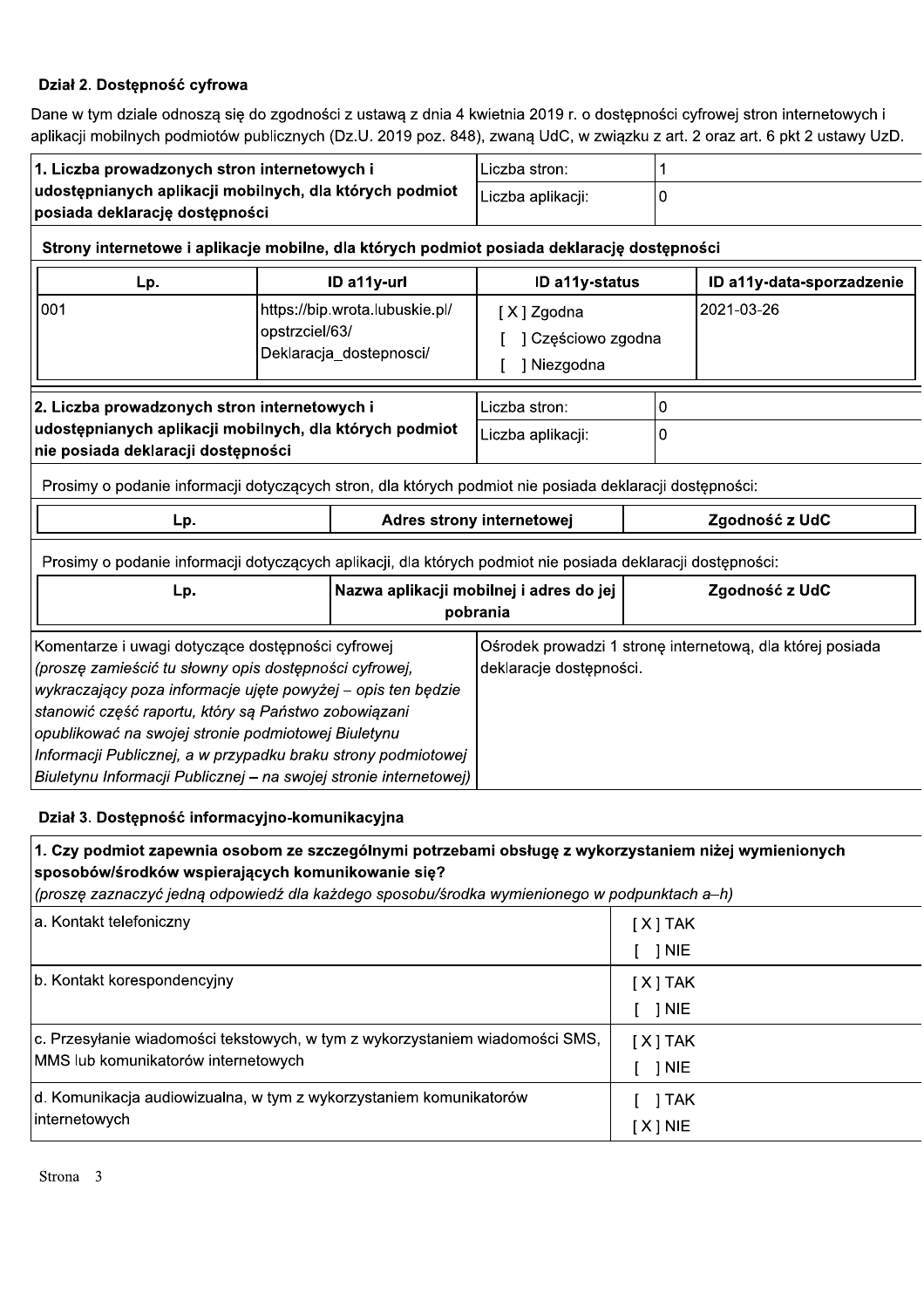### Dział 2. Dostępność cyfrowa

Dane w tym dziale odnoszą się do zgodności z ustawą z dnia 4 kwietnia 2019 r. o dostępności cyfrowej stron internetowych i aplikacji mobilnych podmiotów publicznych (Dz.U. 2019 poz. 848), zwaną UdC, w związku z art. 2 oraz art. 6 pkt 2 ustawy UzD.

| **1. Liczba prowadzonych stron internetowych i udostępnianych aplikacji mobilnych, dla których podmiot posiada deklarację dostępności** | Liczba stron: | 1 |
|---|---|---|
| | Liczba aplikacji: | 0 |

**Strony internetowe i aplikacje mobilne, dla których podmiot posiada deklarację dostępności**

| Lp. | ID a11y-url | ID a11y-status | ID a11y-data-sporzadzenie |
|---|---|---|---|
| 001 | https://bip.wrota.lubuskie.pl/opstrzciel/63/Deklaracja_dostepnosci/ | [X] Zgodna<br>[ ] Częściowo zgodna<br>[ ] Niezgodna | 2021-03-26 |

| **2. Liczba prowadzonych stron internetowych i udostępnianych aplikacji mobilnych, dla których podmiot nie posiada deklaracji dostępności** | Liczba stron: | 0 |
|---|---|---|
| | Liczba aplikacji: | 0 |

Prosimy o podanie informacji dotyczących stron, dla których podmiot nie posiada deklaracji dostępności:

| Lp. | Adres strony internetowej | Zgodność z UdC |
|---|---|---|

Prosimy o podanie informacji dotyczących aplikacji, dla których podmiot nie posiada deklaracji dostępności:

| Lp. | Nazwa aplikacji mobilnej i adres do jej pobrania | Zgodność z UdC |
|---|---|---|

| Komentarze i uwagi dotyczące dostępności cyfrowej *(proszę zamieścić tu słowny opis dostępności cyfrowej, wykraczający poza informacje ujęte powyżej – opis ten będzie stanowić część raportu, który są Państwo zobowiązani opublikować na swojej stronie podmiotowej Biuletynu Informacji Publicznej, a w przypadku braku strony podmiotowej Biuletynu Informacji Publicznej – na swojej stronie internetowej)* | Ośrodek prowadzi 1 stronę internetową, dla której posiada deklaracje dostępności. |
|---|---|

### Dział 3. Dostępność informacyjno-komunikacyjna

**1. Czy podmiot zapewnia osobom ze szczególnymi potrzebami obsługę z wykorzystaniem niżej wymienionych sposobów/środków wspierających komunikowanie się?**
*(proszę zaznaczyć jedną odpowiedź dla każdego sposobu/środka wymienionego w podpunktach a–h)*

| Sposób/środek | Odpowiedź |
|---|---|
| a. Kontakt telefoniczny | [X] TAK<br>[ ] NIE |
| b. Kontakt korespondencyjny | [X] TAK<br>[ ] NIE |
| c. Przesyłanie wiadomości tekstowych, w tym z wykorzystaniem wiadomości SMS, MMS lub komunikatorów internetowych | [X] TAK<br>[ ] NIE |
| d. Komunikacja audiowizualna, w tym z wykorzystaniem komunikatorów internetowych | [ ] TAK<br>[X] NIE |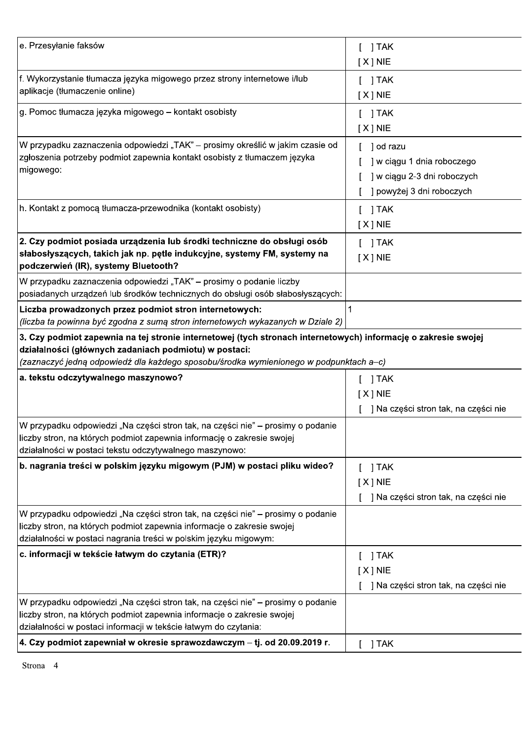| | |
|---|---|
| e. Przesyłanie faksów | [ ] TAK<br>[ X ] NIE |
| f. Wykorzystanie tłumacza języka migowego przez strony internetowe i/lub aplikacje (tłumaczenie online) | [ ] TAK<br>[ X ] NIE |
| g. Pomoc tłumacza języka migowego – kontakt osobisty | [ ] TAK<br>[ X ] NIE |
| W przypadku zaznaczenia odpowiedzi „TAK" – prosimy określić w jakim czasie od zgłoszenia potrzeby podmiot zapewnia kontakt osobisty z tłumaczem języka migowego: | [ ] od razu<br>[ ] w ciągu 1 dnia roboczego<br>[ ] w ciągu 2-3 dni roboczych<br>[ ] powyżej 3 dni roboczych |
| h. Kontakt z pomocą tłumacza-przewodnika (kontakt osobisty) | [ ] TAK<br>[ X ] NIE |
| **2. Czy podmiot posiada urządzenia lub środki techniczne do obsługi osób słabosłyszących, takich jak np. pętle indukcyjne, systemy FM, systemy na podczerwień (IR), systemy Bluetooth?** | [ ] TAK<br>[ X ] NIE |
| W przypadku zaznaczenia odpowiedzi „TAK" – prosimy o podanie liczby posiadanych urządzeń lub środków technicznych do obsługi osób słabosłyszących: | |
| **Liczba prowadzonych przez podmiot stron internetowych:**<br>*(liczba ta powinna być zgodna z sumą stron internetowych wykazanych w Dziale 2)* | 1 |
| **3. Czy podmiot zapewnia na tej stronie internetowej (tych stronach internetowych) informację o zakresie swojej działalności (głównych zadaniach podmiotu) w postaci:**<br>*(zaznaczyć jedną odpowiedź dla każdego sposobu/środka wymienionego w podpunktach a–c)* | |
| **a. tekstu odczytywalnego maszynowo?** | [ ] TAK<br>[ X ] NIE<br>[ ] Na części stron tak, na części nie |
| W przypadku odpowiedzi „Na części stron tak, na części nie" – prosimy o podanie liczby stron, na których podmiot zapewnia informację o zakresie swojej działalności w postaci tekstu odczytywalnego maszynowo: | |
| **b. nagrania treści w polskim języku migowym (PJM) w postaci pliku wideo?** | [ ] TAK<br>[ X ] NIE<br>[ ] Na części stron tak, na części nie |
| W przypadku odpowiedzi „Na części stron tak, na części nie" – prosimy o podanie liczby stron, na których podmiot zapewnia informacje o zakresie swojej działalności w postaci nagrania treści w polskim języku migowym: | |
| **c. informacji w tekście łatwym do czytania (ETR)?** | [ ] TAK<br>[ X ] NIE<br>[ ] Na części stron tak, na części nie |
| W przypadku odpowiedzi „Na części stron tak, na części nie" – prosimy o podanie liczby stron, na których podmiot zapewnia informacje o zakresie swojej działalności w postaci informacji w tekście łatwym do czytania: | |
| **4. Czy podmiot zapewniał w okresie sprawozdawczym – tj. od 20.09.2019 r.** | [ ] TAK |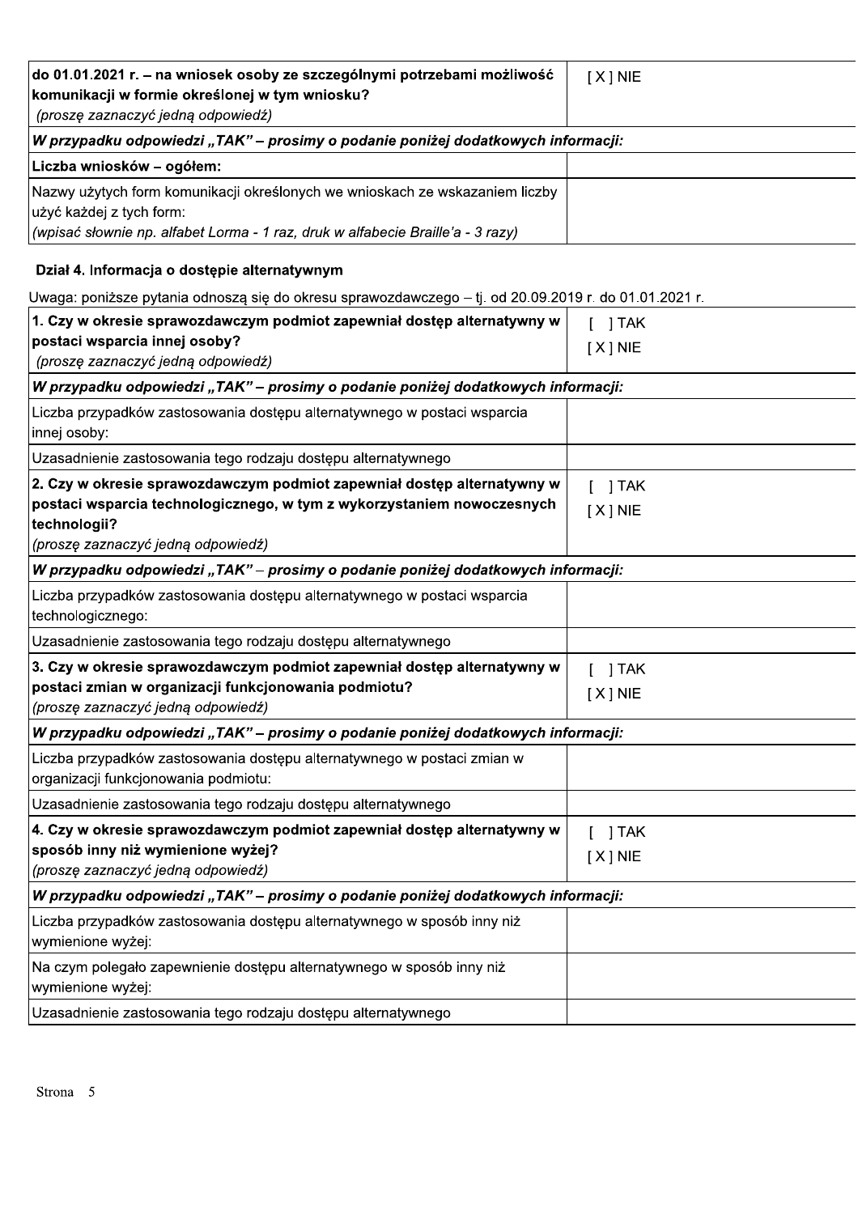| | |
|---|---|
| **do 01.01.2021 r. – na wniosek osoby ze szczególnymi potrzebami możliwość komunikacji w formie określonej w tym wniosku?** *(proszę zaznaczyć jedną odpowiedź)* | [ X ] NIE |
| ***W przypadku odpowiedzi „TAK" – prosimy o podanie poniżej dodatkowych informacji:*** | |
| **Liczba wniosków – ogółem:** | |
| Nazwy użytych form komunikacji określonych we wnioskach ze wskazaniem liczby użyć każdej z tych form: *(wpisać słownie np. alfabet Lorma - 1 raz, druk w alfabecie Braille'a - 3 razy)* | |

## Dział 4. Informacja o dostępie alternatywnym

Uwaga: poniższe pytania odnoszą się do okresu sprawozdawczego – tj. od 20.09.2019 r. do 01.01.2021 r.

| | |
|---|---|
| **1. Czy w okresie sprawozdawczym podmiot zapewniał dostęp alternatywny w postaci wsparcia innej osoby?** *(proszę zaznaczyć jedną odpowiedź)* | [ ] TAK<br>[ X ] NIE |
| ***W przypadku odpowiedzi „TAK" – prosimy o podanie poniżej dodatkowych informacji:*** | |
| Liczba przypadków zastosowania dostępu alternatywnego w postaci wsparcia innej osoby: | |
| Uzasadnienie zastosowania tego rodzaju dostępu alternatywnego | |
| **2. Czy w okresie sprawozdawczym podmiot zapewniał dostęp alternatywny w postaci wsparcia technologicznego, w tym z wykorzystaniem nowoczesnych technologii?** *(proszę zaznaczyć jedną odpowiedź)* | [ ] TAK<br>[ X ] NIE |
| ***W przypadku odpowiedzi „TAK" – prosimy o podanie poniżej dodatkowych informacji:*** | |
| Liczba przypadków zastosowania dostępu alternatywnego w postaci wsparcia technologicznego: | |
| Uzasadnienie zastosowania tego rodzaju dostępu alternatywnego | |
| **3. Czy w okresie sprawozdawczym podmiot zapewniał dostęp alternatywny w postaci zmian w organizacji funkcjonowania podmiotu?** *(proszę zaznaczyć jedną odpowiedź)* | [ ] TAK<br>[ X ] NIE |
| ***W przypadku odpowiedzi „TAK" – prosimy o podanie poniżej dodatkowych informacji:*** | |
| Liczba przypadków zastosowania dostępu alternatywnego w postaci zmian w organizacji funkcjonowania podmiotu: | |
| Uzasadnienie zastosowania tego rodzaju dostępu alternatywnego | |
| **4. Czy w okresie sprawozdawczym podmiot zapewniał dostęp alternatywny w sposób inny niż wymienione wyżej?** *(proszę zaznaczyć jedną odpowiedź)* | [ ] TAK<br>[ X ] NIE |
| ***W przypadku odpowiedzi „TAK" – prosimy o podanie poniżej dodatkowych informacji:*** | |
| Liczba przypadków zastosowania dostępu alternatywnego w sposób inny niż wymienione wyżej: | |
| Na czym polegało zapewnienie dostępu alternatywnego w sposób inny niż wymienione wyżej: | |
| Uzasadnienie zastosowania tego rodzaju dostępu alternatywnego | |